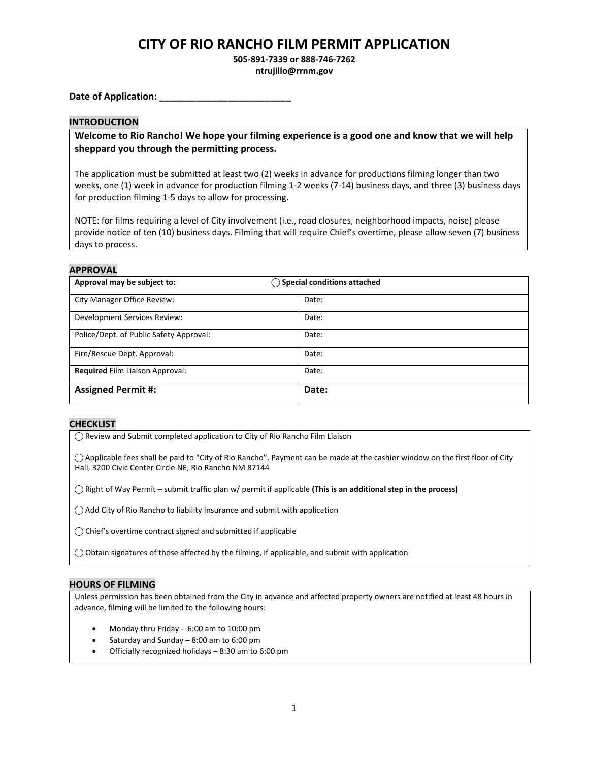# CITY OF RIO RANCHO FILM PERMIT APPLICATION

**505-891-7339 or 888-746-7262**
**ntrujillo@rrnm.gov**

**Date of Application: _________________________**

## INTRODUCTION

**Welcome to Rio Rancho! We hope your filming experience is a good one and know that we will help sheppard you through the permitting process.**

The application must be submitted at least two (2) weeks in advance for productions filming longer than two weeks, one (1) week in advance for production filming 1-2 weeks (7-14) business days, and three (3) business days for production filming 1-5 days to allow for processing.

NOTE: for films requiring a level of City involvement (i.e., road closures, neighborhood impacts, noise) please provide notice of ten (10) business days. Filming that will require Chief's overtime, please allow seven (7) business days to process.

## APPROVAL

| **Approval may be subject to:** | ◯ **Special conditions attached** |
|---|---|
| City Manager Office Review: | Date: |
| Development Services Review: | Date: |
| Police/Dept. of Public Safety Approval: | Date: |
| Fire/Rescue Dept. Approval: | Date: |
| **Required** Film Liaison Approval: | Date: |
| **Assigned Permit #:** | **Date:** |

## CHECKLIST

◯ Review and Submit completed application to City of Rio Rancho Film Liaison

◯ Applicable fees shall be paid to "City of Rio Rancho". Payment can be made at the cashier window on the first floor of City Hall, 3200 Civic Center Circle NE, Rio Rancho NM 87144

◯ Right of Way Permit – submit traffic plan w/ permit if applicable **(This is an additional step in the process)**

◯ Add City of Rio Rancho to liability Insurance and submit with application

◯ Chief's overtime contract signed and submitted if applicable

◯ Obtain signatures of those affected by the filming, if applicable, and submit with application

## HOURS OF FILMING

Unless permission has been obtained from the City in advance and affected property owners are notified at least 48 hours in advance, filming will be limited to the following hours:

- Monday thru Friday - 6:00 am to 10:00 pm
- Saturday and Sunday – 8:00 am to 6:00 pm
- Officially recognized holidays – 8:30 am to 6:00 pm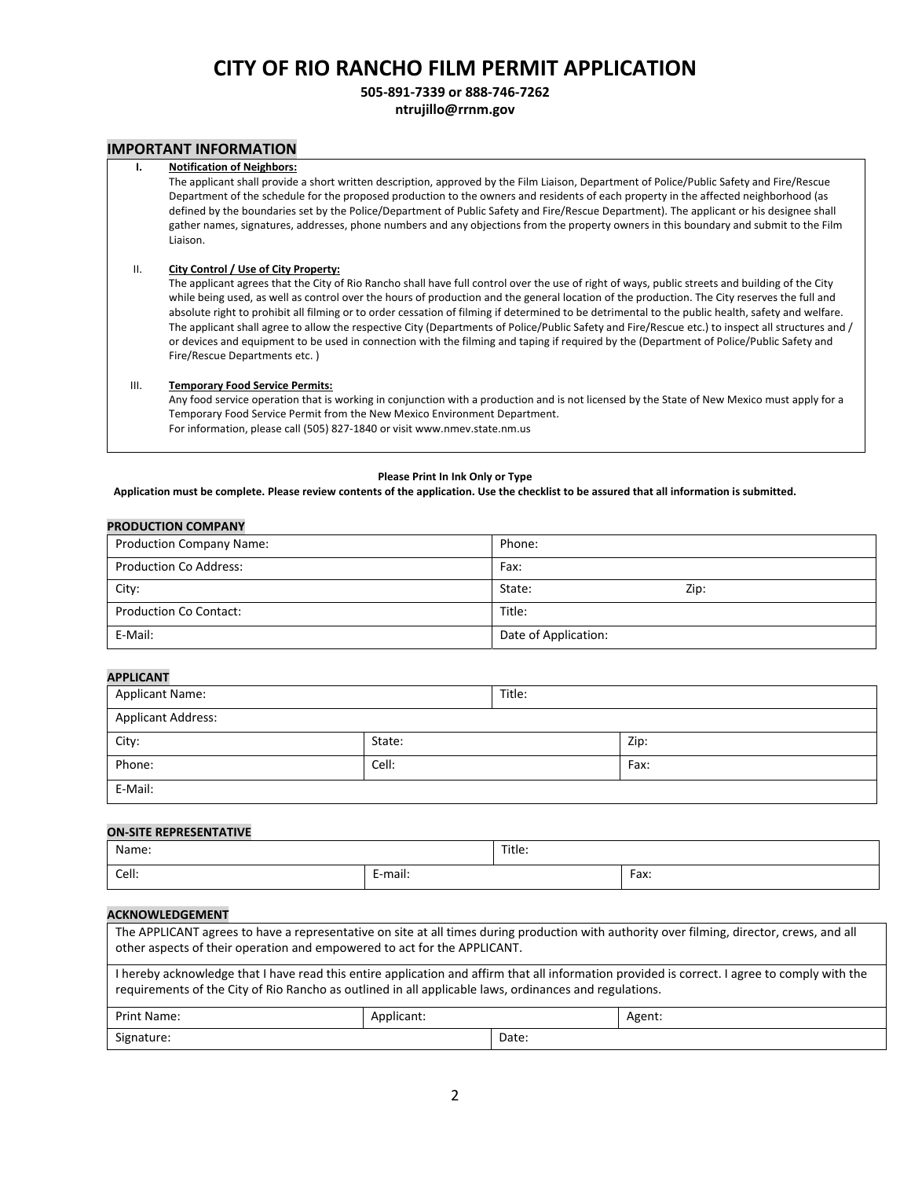# CITY OF RIO RANCHO FILM PERMIT APPLICATION

**505-891-7339 or 888-746-7262**
**ntrujillo@rrnm.gov**

## IMPORTANT INFORMATION

I. **Notification of Neighbors:**
The applicant shall provide a short written description, approved by the Film Liaison, Department of Police/Public Safety and Fire/Rescue Department of the schedule for the proposed production to the owners and residents of each property in the affected neighborhood (as defined by the boundaries set by the Police/Department of Public Safety and Fire/Rescue Department). The applicant or his designee shall gather names, signatures, addresses, phone numbers and any objections from the property owners in this boundary and submit to the Film Liaison.

II. **City Control / Use of City Property:**
The applicant agrees that the City of Rio Rancho shall have full control over the use of right of ways, public streets and building of the City while being used, as well as control over the hours of production and the general location of the production. The City reserves the full and absolute right to prohibit all filming or to order cessation of filming if determined to be detrimental to the public health, safety and welfare. The applicant shall agree to allow the respective City (Departments of Police/Public Safety and Fire/Rescue etc.) to inspect all structures and / or devices and equipment to be used in connection with the filming and taping if required by the (Department of Police/Public Safety and Fire/Rescue Departments etc. )

III. **Temporary Food Service Permits:**
Any food service operation that is working in conjunction with a production and is not licensed by the State of New Mexico must apply for a Temporary Food Service Permit from the New Mexico Environment Department.
For information, please call (505) 827-1840 or visit www.nmev.state.nm.us

**Please Print In Ink Only or Type**

**Application must be complete. Please review contents of the application. Use the checklist to be assured that all information is submitted.**

### PRODUCTION COMPANY

| Production Company Name: | Phone: | |
|---|---|---|
| Production Co Address: | Fax: | |
| City: | State: | Zip: |
| Production Co Contact: | Title: | |
| E-Mail: | Date of Application: | |

### APPLICANT

| Applicant Name: | | Title: | |
|---|---|---|---|
| Applicant Address: | | | |
| City: | State: | | Zip: |
| Phone: | Cell: | | Fax: |
| E-Mail: | | | |

### ON-SITE REPRESENTATIVE

| Name: | | Title: | |
|---|---|---|---|
| Cell: | E-mail: | | Fax: |

### ACKNOWLEDGEMENT

The APPLICANT agrees to have a representative on site at all times during production with authority over filming, director, crews, and all other aspects of their operation and empowered to act for the APPLICANT.

I hereby acknowledge that I have read this entire application and affirm that all information provided is correct. I agree to comply with the requirements of the City of Rio Rancho as outlined in all applicable laws, ordinances and regulations.

| Print Name: | Applicant: | | Agent: |
|---|---|---|---|
| Signature: | | Date: | |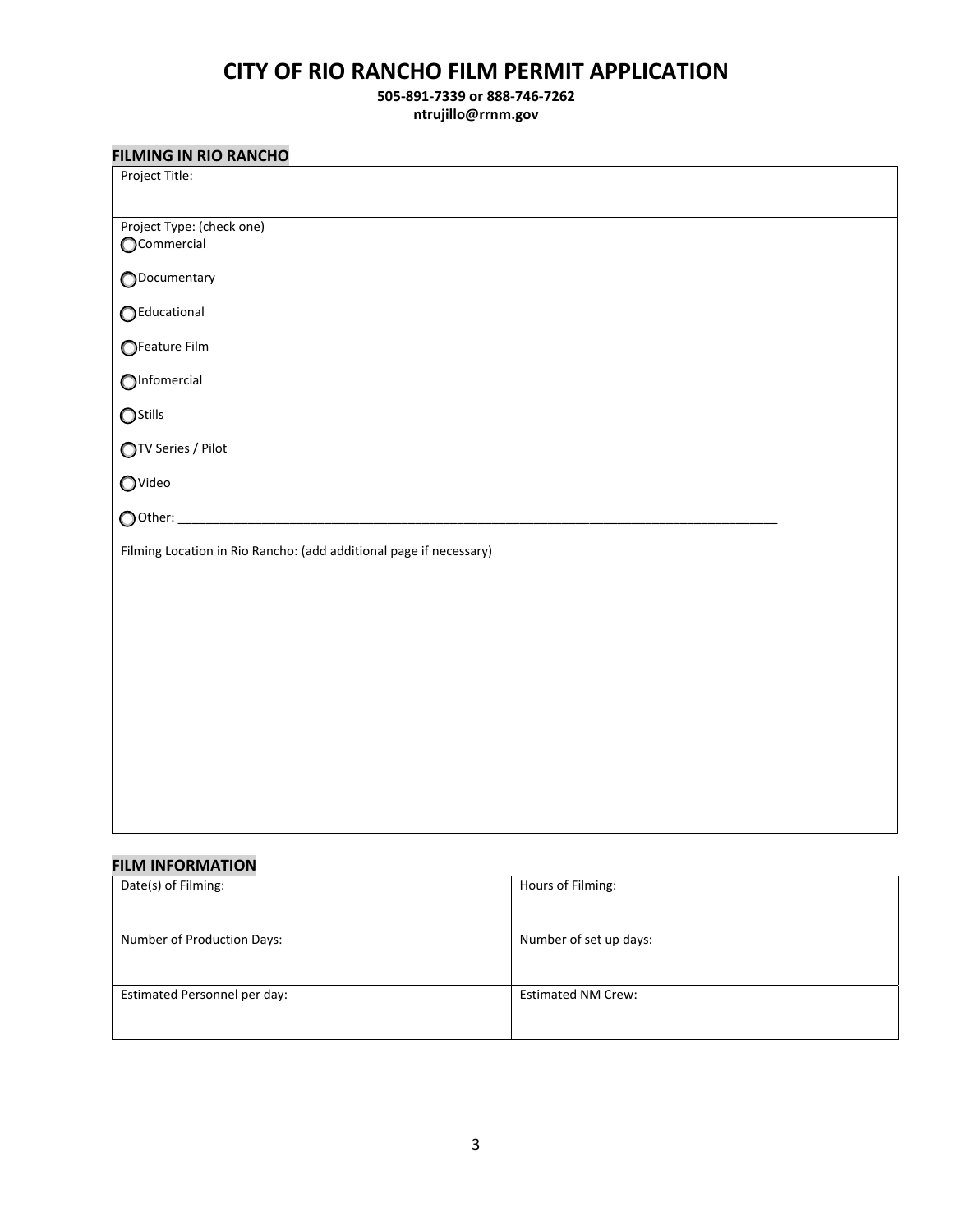# CITY OF RIO RANCHO FILM PERMIT APPLICATION

**505-891-7339 or 888-746-7262**
**ntrujillo@rrnm.gov**

## FILMING IN RIO RANCHO

Project Title:

Project Type: (check one)

- ◯ Commercial
- ◯ Documentary
- ◯ Educational
- ◯ Feature Film
- ◯ Infomercial
- ◯ Stills
- ◯ TV Series / Pilot
- ◯ Video
- ◯ Other: ________________________________________________________________________________________

Filming Location in Rio Rancho: (add additional page if necessary)

## FILM INFORMATION

| | |
|---|---|
| Date(s) of Filming: | Hours of Filming: |
| Number of Production Days: | Number of set up days: |
| Estimated Personnel per day: | Estimated NM Crew: |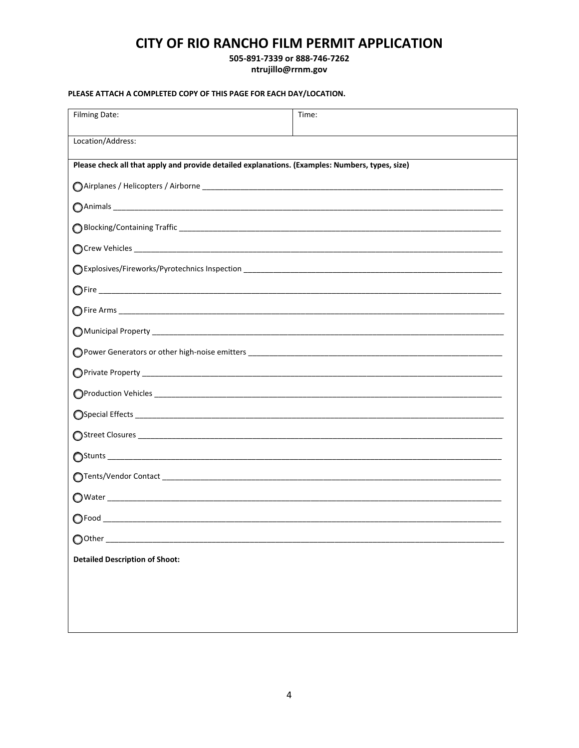# CITY OF RIO RANCHO FILM PERMIT APPLICATION

**505-891-7339 or 888-746-7262**
**ntrujillo@rrnm.gov**

**PLEASE ATTACH A COMPLETED COPY OF THIS PAGE FOR EACH DAY/LOCATION.**

| Filming Date: | Time: |
|---|---|
| Location/Address: | |

**Please check all that apply and provide detailed explanations. (Examples: Numbers, types, size)**

- ◯ Airplanes / Helicopters / Airborne ______________________________
- ◯ Animals ______________________________
- ◯ Blocking/Containing Traffic ______________________________
- ◯ Crew Vehicles ______________________________
- ◯ Explosives/Fireworks/Pyrotechnics Inspection ______________________________
- ◯ Fire ______________________________
- ◯ Fire Arms ______________________________
- ◯ Municipal Property ______________________________
- ◯ Power Generators or other high-noise emitters ______________________________
- ◯ Private Property ______________________________
- ◯ Production Vehicles ______________________________
- ◯ Special Effects ______________________________
- ◯ Street Closures ______________________________
- ◯ Stunts ______________________________
- ◯ Tents/Vendor Contact ______________________________
- ◯ Water ______________________________
- ◯ Food ______________________________
- ◯ Other ______________________________

**Detailed Description of Shoot:**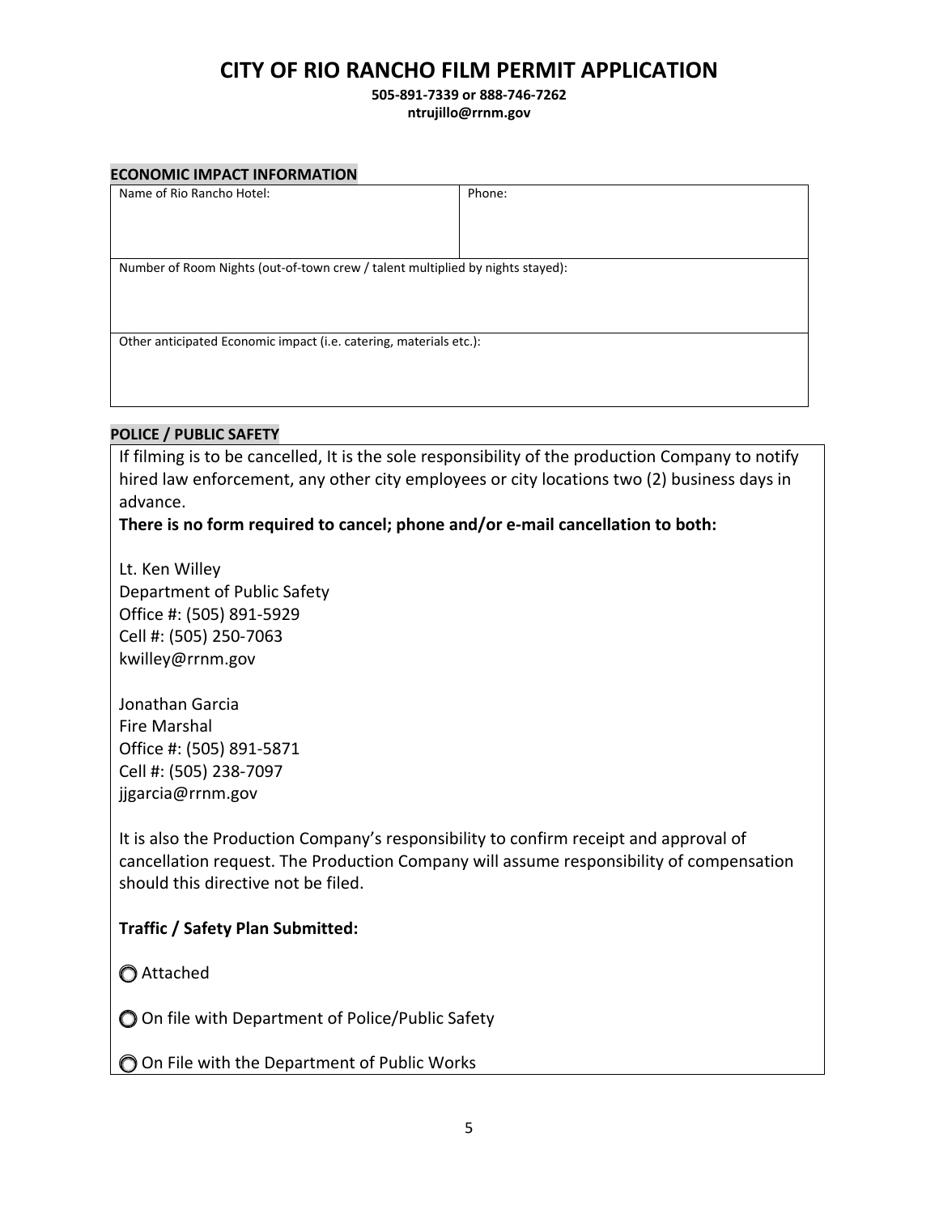# CITY OF RIO RANCHO FILM PERMIT APPLICATION

**505-891-7339 or 888-746-7262**
**ntrujillo@rrnm.gov**

**ECONOMIC IMPACT INFORMATION**

| | |
|---|---|
| Name of Rio Rancho Hotel: | Phone: |
| Number of Room Nights (out-of-town crew / talent multiplied by nights stayed): | |
| Other anticipated Economic impact (i.e. catering, materials etc.): | |

**POLICE / PUBLIC SAFETY**

If filming is to be cancelled, It is the sole responsibility of the production Company to notify hired law enforcement, any other city employees or city locations two (2) business days in advance.

**There is no form required to cancel; phone and/or e-mail cancellation to both:**

Lt. Ken Willey
Department of Public Safety
Office #: (505) 891-5929
Cell #: (505) 250-7063
kwilley@rrnm.gov

Jonathan Garcia
Fire Marshal
Office #: (505) 891-5871
Cell #: (505) 238-7097
jjgarcia@rrnm.gov

It is also the Production Company's responsibility to confirm receipt and approval of cancellation request. The Production Company will assume responsibility of compensation should this directive not be filed.

**Traffic / Safety Plan Submitted:**

◯ Attached

◯ On file with Department of Police/Public Safety

◯ On File with the Department of Public Works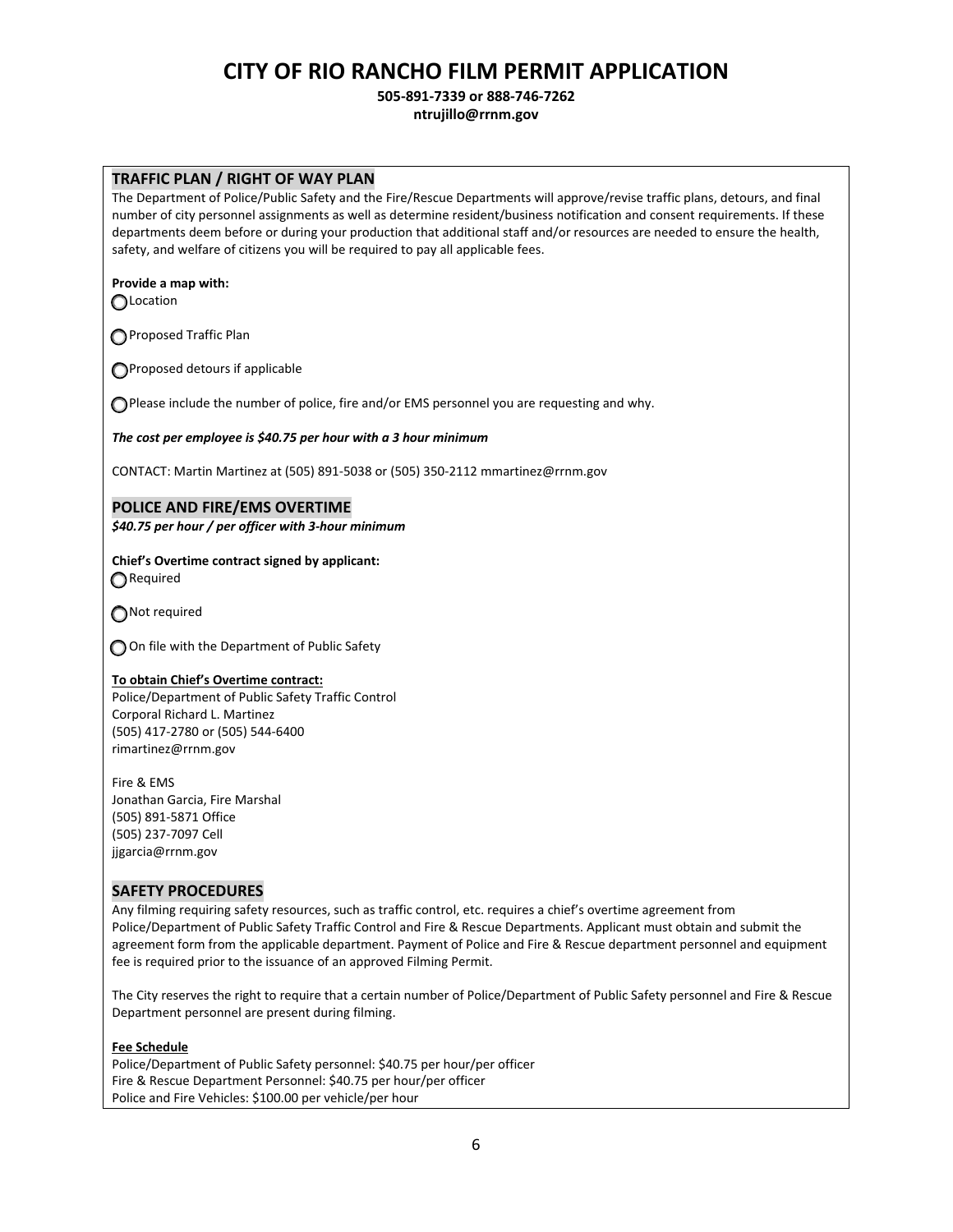# CITY OF RIO RANCHO FILM PERMIT APPLICATION

**505-891-7339 or 888-746-7262**
**ntrujillo@rrnm.gov**

## TRAFFIC PLAN / RIGHT OF WAY PLAN

The Department of Police/Public Safety and the Fire/Rescue Departments will approve/revise traffic plans, detours, and final number of city personnel assignments as well as determine resident/business notification and consent requirements. If these departments deem before or during your production that additional staff and/or resources are needed to ensure the health, safety, and welfare of citizens you will be required to pay all applicable fees.

**Provide a map with:**

- ◯ Location
- ◯ Proposed Traffic Plan
- ◯ Proposed detours if applicable
- ◯ Please include the number of police, fire and/or EMS personnel you are requesting and why.

***The cost per employee is $40.75 per hour with a 3 hour minimum***

CONTACT: Martin Martinez at (505) 891-5038 or (505) 350-2112 mmartinez@rrnm.gov

## POLICE AND FIRE/EMS OVERTIME

***$40.75 per hour / per officer with 3-hour minimum***

**Chief's Overtime contract signed by applicant:**

- ◯ Required
- ◯ Not required
- ◯ On file with the Department of Public Safety

**To obtain Chief's Overtime contract:**

Police/Department of Public Safety Traffic Control
Corporal Richard L. Martinez
(505) 417-2780 or (505) 544-6400
rimartinez@rrnm.gov

Fire & EMS
Jonathan Garcia, Fire Marshal
(505) 891-5871 Office
(505) 237-7097 Cell
jjgarcia@rrnm.gov

## SAFETY PROCEDURES

Any filming requiring safety resources, such as traffic control, etc. requires a chief's overtime agreement from Police/Department of Public Safety Traffic Control and Fire & Rescue Departments. Applicant must obtain and submit the agreement form from the applicable department. Payment of Police and Fire & Rescue department personnel and equipment fee is required prior to the issuance of an approved Filming Permit.

The City reserves the right to require that a certain number of Police/Department of Public Safety personnel and Fire & Rescue Department personnel are present during filming.

**Fee Schedule**

Police/Department of Public Safety personnel: $40.75 per hour/per officer
Fire & Rescue Department Personnel: $40.75 per hour/per officer
Police and Fire Vehicles: $100.00 per vehicle/per hour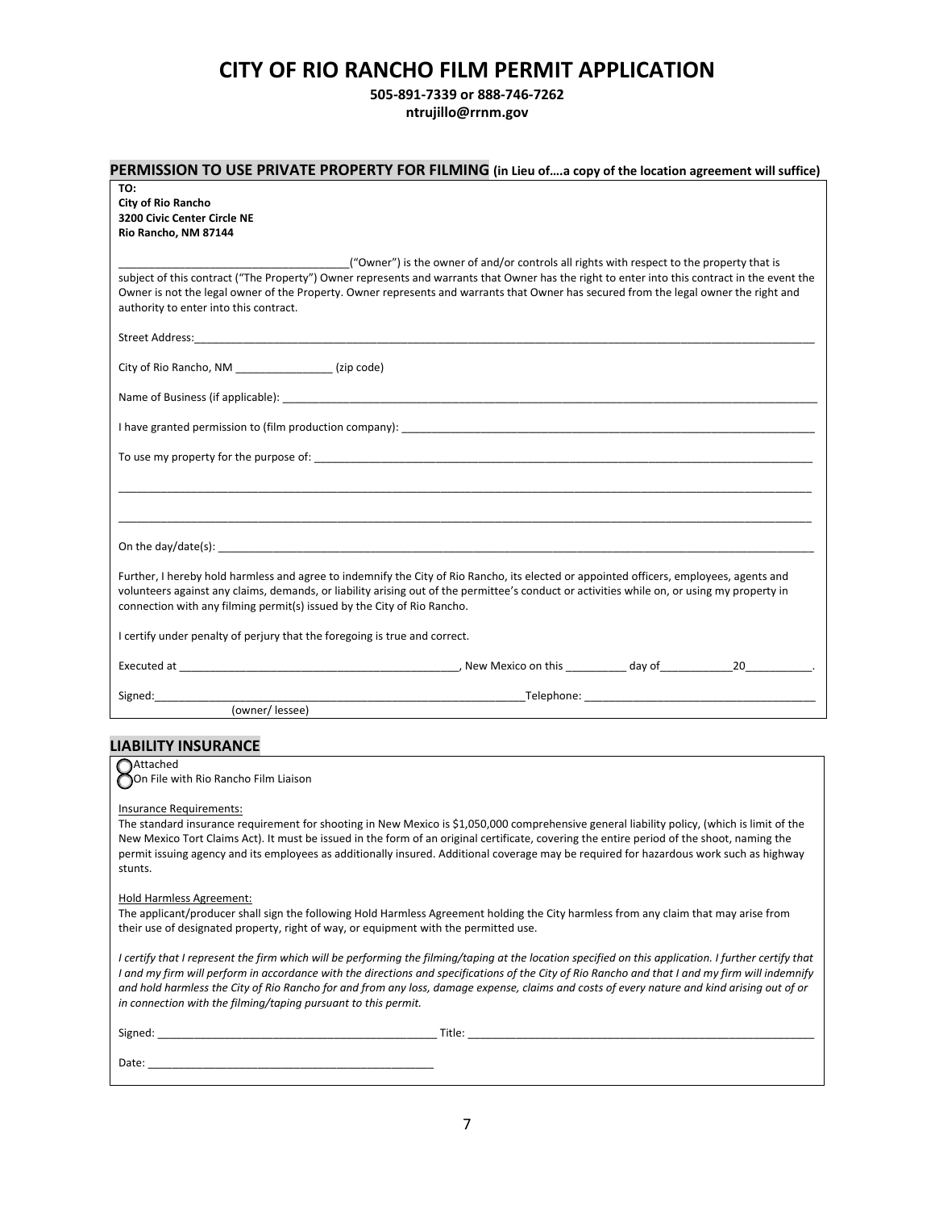# CITY OF RIO RANCHO FILM PERMIT APPLICATION

**505-891-7339 or 888-746-7262**
**ntrujillo@rrnm.gov**

## PERMISSION TO USE PRIVATE PROPERTY FOR FILMING (in Lieu of….a copy of the location agreement will suffice)

**TO:**
**City of Rio Rancho**
**3200 Civic Center Circle NE**
**Rio Rancho, NM 87144**

_____________________________________("Owner") is the owner of and/or controls all rights with respect to the property that is subject of this contract ("The Property") Owner represents and warrants that Owner has the right to enter into this contract in the event the Owner is not the legal owner of the Property. Owner represents and warrants that Owner has secured from the legal owner the right and authority to enter into this contract.

Street Address:_______________________________________________________________________________________________

City of Rio Rancho, NM _______________ (zip code)

Name of Business (if applicable): ________________________________________________________________________________

I have granted permission to (film production company): ____________________________________________________________

To use my property for the purpose of: ___________________________________________________________________________

______________________________________________________________________________________________________

______________________________________________________________________________________________________

On the day/date(s): _________________________________________________________________________________________

Further, I hereby hold harmless and agree to indemnify the City of Rio Rancho, its elected or appointed officers, employees, agents and volunteers against any claims, demands, or liability arising out of the permittee's conduct or activities while on, or using my property in connection with any filming permit(s) issued by the City of Rio Rancho.

I certify under penalty of perjury that the foregoing is true and correct.

Executed at ____________________________________________, New Mexico on this _________ day of___________20__________.

Signed:_____________________________________________________________Telephone: _____________________________________
(owner/ lessee)

## LIABILITY INSURANCE

- ◯ Attached
- ◯ On File with Rio Rancho Film Liaison

Insurance Requirements:
The standard insurance requirement for shooting in New Mexico is $1,050,000 comprehensive general liability policy, (which is limit of the New Mexico Tort Claims Act). It must be issued in the form of an original certificate, covering the entire period of the shoot, naming the permit issuing agency and its employees as additionally insured. Additional coverage may be required for hazardous work such as highway stunts.

Hold Harmless Agreement:
The applicant/producer shall sign the following Hold Harmless Agreement holding the City harmless from any claim that may arise from their use of designated property, right of way, or equipment with the permitted use.

*I certify that I represent the firm which will be performing the filming/taping at the location specified on this application. I further certify that I and my firm will perform in accordance with the directions and specifications of the City of Rio Rancho and that I and my firm will indemnify and hold harmless the City of Rio Rancho for and from any loss, damage expense, claims and costs of every nature and kind arising out of or in connection with the filming/taping pursuant to this permit.*

Signed: _____________________________________________ Title: ________________________________________________________

Date: _____________________________________________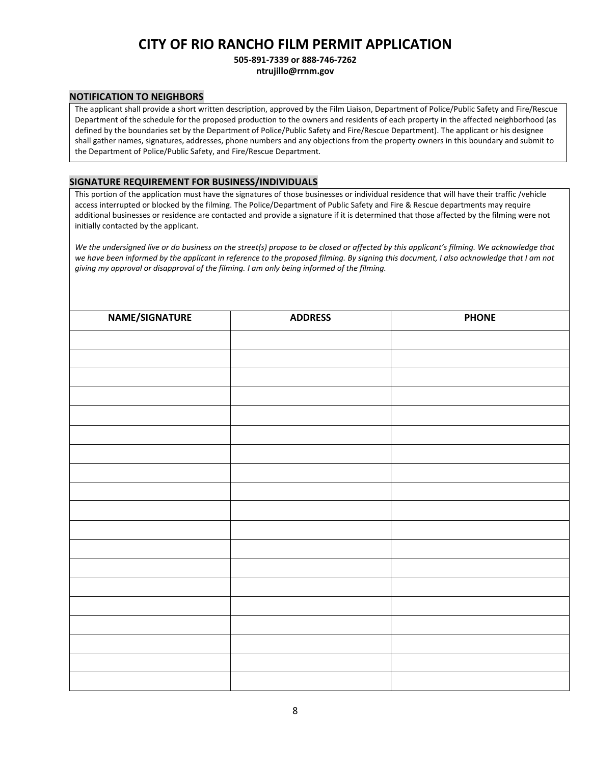# CITY OF RIO RANCHO FILM PERMIT APPLICATION

**505-891-7339 or 888-746-7262**
**ntrujillo@rrnm.gov**

## NOTIFICATION TO NEIGHBORS

The applicant shall provide a short written description, approved by the Film Liaison, Department of Police/Public Safety and Fire/Rescue Department of the schedule for the proposed production to the owners and residents of each property in the affected neighborhood (as defined by the boundaries set by the Department of Police/Public Safety and Fire/Rescue Department). The applicant or his designee shall gather names, signatures, addresses, phone numbers and any objections from the property owners in this boundary and submit to the Department of Police/Public Safety, and Fire/Rescue Department.

## SIGNATURE REQUIREMENT FOR BUSINESS/INDIVIDUALS

This portion of the application must have the signatures of those businesses or individual residence that will have their traffic /vehicle access interrupted or blocked by the filming. The Police/Department of Public Safety and Fire & Rescue departments may require additional businesses or residence are contacted and provide a signature if it is determined that those affected by the filming were not initially contacted by the applicant.

*We the undersigned live or do business on the street(s) propose to be closed or affected by this applicant's filming. We acknowledge that we have been informed by the applicant in reference to the proposed filming. By signing this document, I also acknowledge that I am not giving my approval or disapproval of the filming. I am only being informed of the filming.*

| NAME/SIGNATURE | ADDRESS | PHONE |
|---|---|---|
| | | |
| | | |
| | | |
| | | |
| | | |
| | | |
| | | |
| | | |
| | | |
| | | |
| | | |
| | | |
| | | |
| | | |
| | | |
| | | |
| | | |
| | | |
| | | |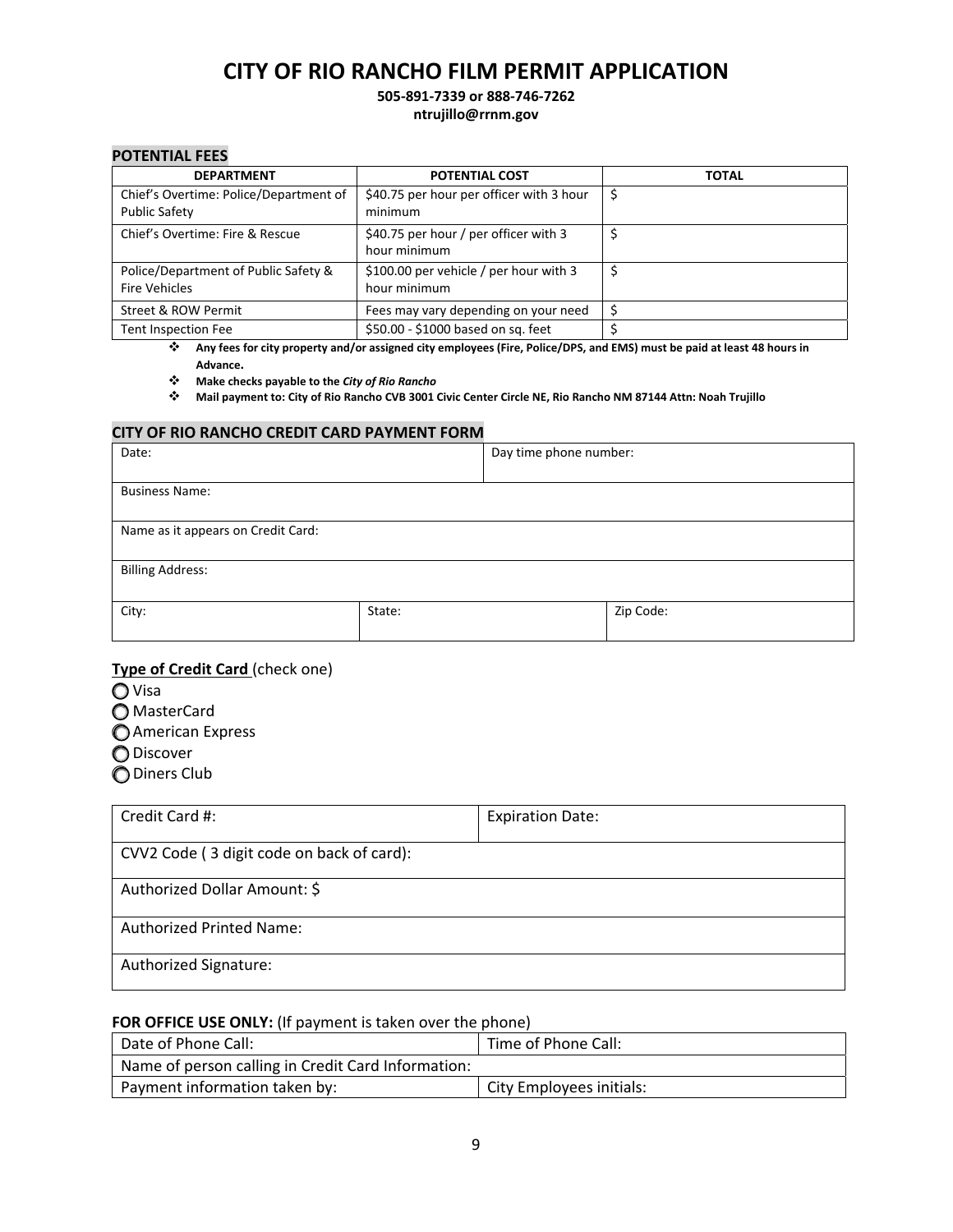# CITY OF RIO RANCHO FILM PERMIT APPLICATION

**505-891-7339 or 888-746-7262**
**ntrujillo@rrnm.gov**

## POTENTIAL FEES

| DEPARTMENT | POTENTIAL COST | TOTAL |
|---|---|---|
| Chief's Overtime: Police/Department of Public Safety | $40.75 per hour per officer with 3 hour minimum | $ |
| Chief's Overtime: Fire & Rescue | $40.75 per hour / per officer with 3 hour minimum | $ |
| Police/Department of Public Safety & Fire Vehicles | $100.00 per vehicle / per hour with 3 hour minimum | $ |
| Street & ROW Permit | Fees may vary depending on your need | $ |
| Tent Inspection Fee | $50.00 - $1000 based on sq. feet | $ |

- **Any fees for city property and/or assigned city employees (Fire, Police/DPS, and EMS) must be paid at least 48 hours in Advance.**
- **Make checks payable to the *City of Rio Rancho***
- **Mail payment to: City of Rio Rancho CVB 3001 Civic Center Circle NE, Rio Rancho NM 87144 Attn: Noah Trujillo**

## CITY OF RIO RANCHO CREDIT CARD PAYMENT FORM

| | | |
|---|---|---|
| Date: | Day time phone number: | |
| Business Name: | | |
| Name as it appears on Credit Card: | | |
| Billing Address: | | |
| City: | State: | Zip Code: |

**Type of Credit Card** (check one)

- ◯ Visa
- ◯ MasterCard
- ◯ American Express
- ◯ Discover
- ◯ Diners Club

| | |
|---|---|
| Credit Card #: | Expiration Date: |
| CVV2 Code ( 3 digit code on back of card): | |
| Authorized Dollar Amount: $ | |
| Authorized Printed Name: | |
| Authorized Signature: | |

**FOR OFFICE USE ONLY:** (If payment is taken over the phone)

| | |
|---|---|
| Date of Phone Call: | Time of Phone Call: |
| Name of person calling in Credit Card Information: | |
| Payment information taken by: | City Employees initials: |